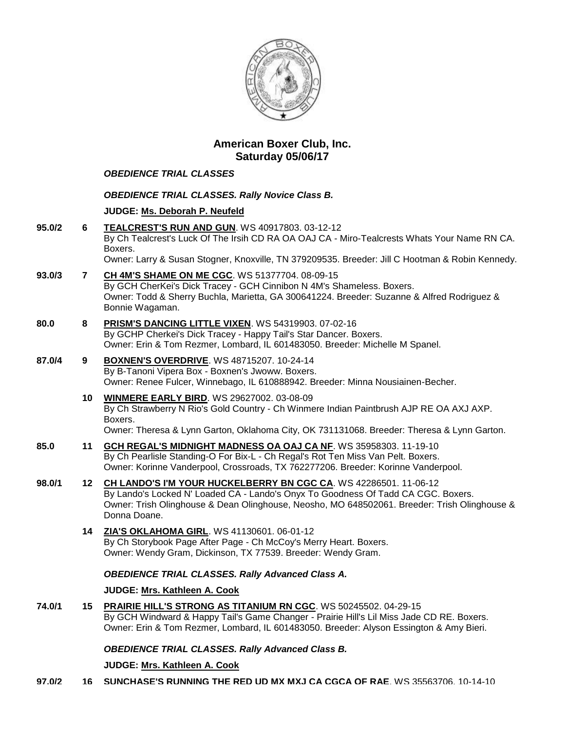# American Boxer Club, Inc.
## Saturday 05/06/17

### *OBEDIENCE TRIAL CLASSES*

### *OBEDIENCE TRIAL CLASSES. Rally Novice Class B.*

**JUDGE: Ms. Deborah P. Neufeld**

**95.0/2** **6** **TEALCREST'S RUN AND GUN**. WS 40917803. 03-12-12
By Ch Tealcrest's Luck Of The Irsih CD RA OA OAJ CA - Miro-Tealcrests Whats Your Name RN CA. Boxers.
Owner: Larry & Susan Stogner, Knoxville, TN 379209535. Breeder: Jill C Hootman & Robin Kennedy.

**93.0/3** **7** **CH 4M'S SHAME ON ME CGC**. WS 51377704. 08-09-15
By GCH CherKei's Dick Tracey - GCH Cinnibon N 4M's Shameless. Boxers.
Owner: Todd & Sherry Buchla, Marietta, GA 300641224. Breeder: Suzanne & Alfred Rodriguez & Bonnie Wagaman.

**80.0** **8** **PRISM'S DANCING LITTLE VIXEN**. WS 54319903. 07-02-16
By GCHP Cherkei's Dick Tracey - Happy Tail's Star Dancer. Boxers.
Owner: Erin & Tom Rezmer, Lombard, IL 601483050. Breeder: Michelle M Spanel.

**87.0/4** **9** **BOXNEN'S OVERDRIVE**. WS 48715207. 10-24-14
By B-Tanoni Vipera Box - Boxnen's Jwoww. Boxers.
Owner: Renee Fulcer, Winnebago, IL 610888942. Breeder: Minna Nousiainen-Becher.

**10** **WINMERE EARLY BIRD**. WS 29627002. 03-08-09
By Ch Strawberry N Rio's Gold Country - Ch Winmere Indian Paintbrush AJP RE OA AXJ AXP. Boxers.
Owner: Theresa & Lynn Garton, Oklahoma City, OK 731131068. Breeder: Theresa & Lynn Garton.

**85.0** **11** **GCH REGAL'S MIDNIGHT MADNESS OA OAJ CA NF**. WS 35958303. 11-19-10
By Ch Pearlisle Standing-O For Bix-L - Ch Regal's Rot Ten Miss Van Pelt. Boxers.
Owner: Korinne Vanderpool, Crossroads, TX 762277206. Breeder: Korinne Vanderpool.

**98.0/1** **12** **CH LANDO'S I'M YOUR HUCKELBERRY BN CGC CA**. WS 42286501. 11-06-12
By Lando's Locked N' Loaded CA - Lando's Onyx To Goodness Of Tadd CA CGC. Boxers.
Owner: Trish Olinghouse & Dean Olinghouse, Neosho, MO 648502061. Breeder: Trish Olinghouse & Donna Doane.

**14** **ZIA'S OKLAHOMA GIRL**. WS 41130601. 06-01-12
By Ch Storybook Page After Page - Ch McCoy's Merry Heart. Boxers.
Owner: Wendy Gram, Dickinson, TX 77539. Breeder: Wendy Gram.

### *OBEDIENCE TRIAL CLASSES. Rally Advanced Class A.*

**JUDGE: Mrs. Kathleen A. Cook**

**74.0/1** **15** **PRAIRIE HILL'S STRONG AS TITANIUM RN CGC**. WS 50245502. 04-29-15
By GCH Windward & Happy Tail's Game Changer - Prairie Hill's Lil Miss Jade CD RE. Boxers.
Owner: Erin & Tom Rezmer, Lombard, IL 601483050. Breeder: Alyson Essington & Amy Bieri.

### *OBEDIENCE TRIAL CLASSES. Rally Advanced Class B.*

**JUDGE: Mrs. Kathleen A. Cook**

**97.0/2** **16** **SUNCHASE'S RUNNING THE RED UD MX MXJ CA CGCA OF RAE**. WS 35563706. 10-14-10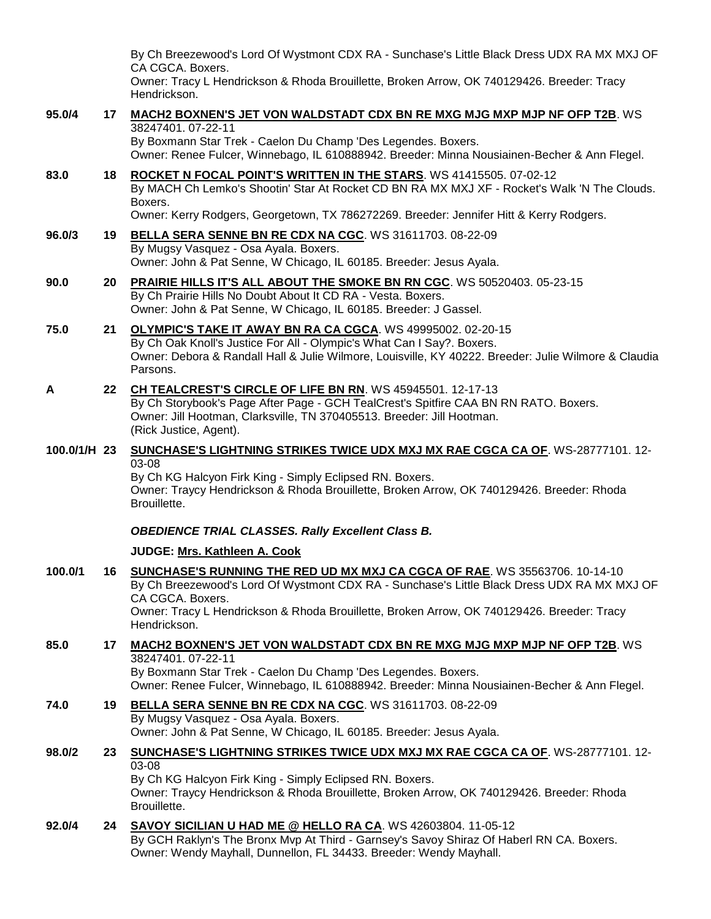By Ch Breezewood's Lord Of Wystmont CDX RA - Sunchase's Little Black Dress UDX RA MX MXJ OF CA CGCA. Boxers.
Owner: Tracy L Hendrickson & Rhoda Brouillette, Broken Arrow, OK 740129426. Breeder: Tracy Hendrickson.

**95.0/4** **17** **MACH2 BOXNEN'S JET VON WALDSTADT CDX BN RE MXG MJG MXP MJP NF OFP T2B**. WS 38247401. 07-22-11
By Boxmann Star Trek - Caelon Du Champ 'Des Legendes. Boxers.
Owner: Renee Fulcer, Winnebago, IL 610888942. Breeder: Minna Nousiainen-Becher & Ann Flegel.

**83.0** **18** **ROCKET N FOCAL POINT'S WRITTEN IN THE STARS**. WS 41415505. 07-02-12
By MACH Ch Lemko's Shootin' Star At Rocket CD BN RA MX MXJ XF - Rocket's Walk 'N The Clouds. Boxers.
Owner: Kerry Rodgers, Georgetown, TX 786272269. Breeder: Jennifer Hitt & Kerry Rodgers.

**96.0/3** **19** **BELLA SERA SENNE BN RE CDX NA CGC**. WS 31611703. 08-22-09
By Mugsy Vasquez - Osa Ayala. Boxers.
Owner: John & Pat Senne, W Chicago, IL 60185. Breeder: Jesus Ayala.

**90.0** **20** **PRAIRIE HILLS IT'S ALL ABOUT THE SMOKE BN RN CGC**. WS 50520403. 05-23-15
By Ch Prairie Hills No Doubt About It CD RA - Vesta. Boxers.
Owner: John & Pat Senne, W Chicago, IL 60185. Breeder: J Gassel.

**75.0** **21** **OLYMPIC'S TAKE IT AWAY BN RA CA CGCA**. WS 49995002. 02-20-15
By Ch Oak Knoll's Justice For All - Olympic's What Can I Say?. Boxers.
Owner: Debora & Randall Hall & Julie Wilmore, Louisville, KY 40222. Breeder: Julie Wilmore & Claudia Parsons.

**A** **22** **CH TEALCREST'S CIRCLE OF LIFE BN RN**. WS 45945501. 12-17-13
By Ch Storybook's Page After Page - GCH TealCrest's Spitfire CAA BN RN RATO. Boxers.
Owner: Jill Hootman, Clarksville, TN 370405513. Breeder: Jill Hootman.
(Rick Justice, Agent).

**100.0/1/H** **23** **SUNCHASE'S LIGHTNING STRIKES TWICE UDX MXJ MX RAE CGCA CA OF**. WS-28777101. 12-03-08
By Ch KG Halcyon Firk King - Simply Eclipsed RN. Boxers.
Owner: Traycy Hendrickson & Rhoda Brouillette, Broken Arrow, OK 740129426. Breeder: Rhoda Brouillette.

***OBEDIENCE TRIAL CLASSES. Rally Excellent Class B.***

**JUDGE: Mrs. Kathleen A. Cook**

**100.0/1** **16** **SUNCHASE'S RUNNING THE RED UD MX MXJ CA CGCA OF RAE**. WS 35563706. 10-14-10
By Ch Breezewood's Lord Of Wystmont CDX RA - Sunchase's Little Black Dress UDX RA MX MXJ OF CA CGCA. Boxers.
Owner: Tracy L Hendrickson & Rhoda Brouillette, Broken Arrow, OK 740129426. Breeder: Tracy Hendrickson.

**85.0** **17** **MACH2 BOXNEN'S JET VON WALDSTADT CDX BN RE MXG MJG MXP MJP NF OFP T2B**. WS 38247401. 07-22-11
By Boxmann Star Trek - Caelon Du Champ 'Des Legendes. Boxers.
Owner: Renee Fulcer, Winnebago, IL 610888942. Breeder: Minna Nousiainen-Becher & Ann Flegel.

**74.0** **19** **BELLA SERA SENNE BN RE CDX NA CGC**. WS 31611703. 08-22-09
By Mugsy Vasquez - Osa Ayala. Boxers.
Owner: John & Pat Senne, W Chicago, IL 60185. Breeder: Jesus Ayala.

**98.0/2** **23** **SUNCHASE'S LIGHTNING STRIKES TWICE UDX MXJ MX RAE CGCA CA OF**. WS-28777101. 12-03-08
By Ch KG Halcyon Firk King - Simply Eclipsed RN. Boxers.
Owner: Traycy Hendrickson & Rhoda Brouillette, Broken Arrow, OK 740129426. Breeder: Rhoda Brouillette.

**92.0/4** **24** **SAVOY SICILIAN U HAD ME @ HELLO RA CA**. WS 42603804. 11-05-12
By GCH Raklyn's The Bronx Mvp At Third - Garnsey's Savoy Shiraz Of Haberl RN CA. Boxers.
Owner: Wendy Mayhall, Dunnellon, FL 34433. Breeder: Wendy Mayhall.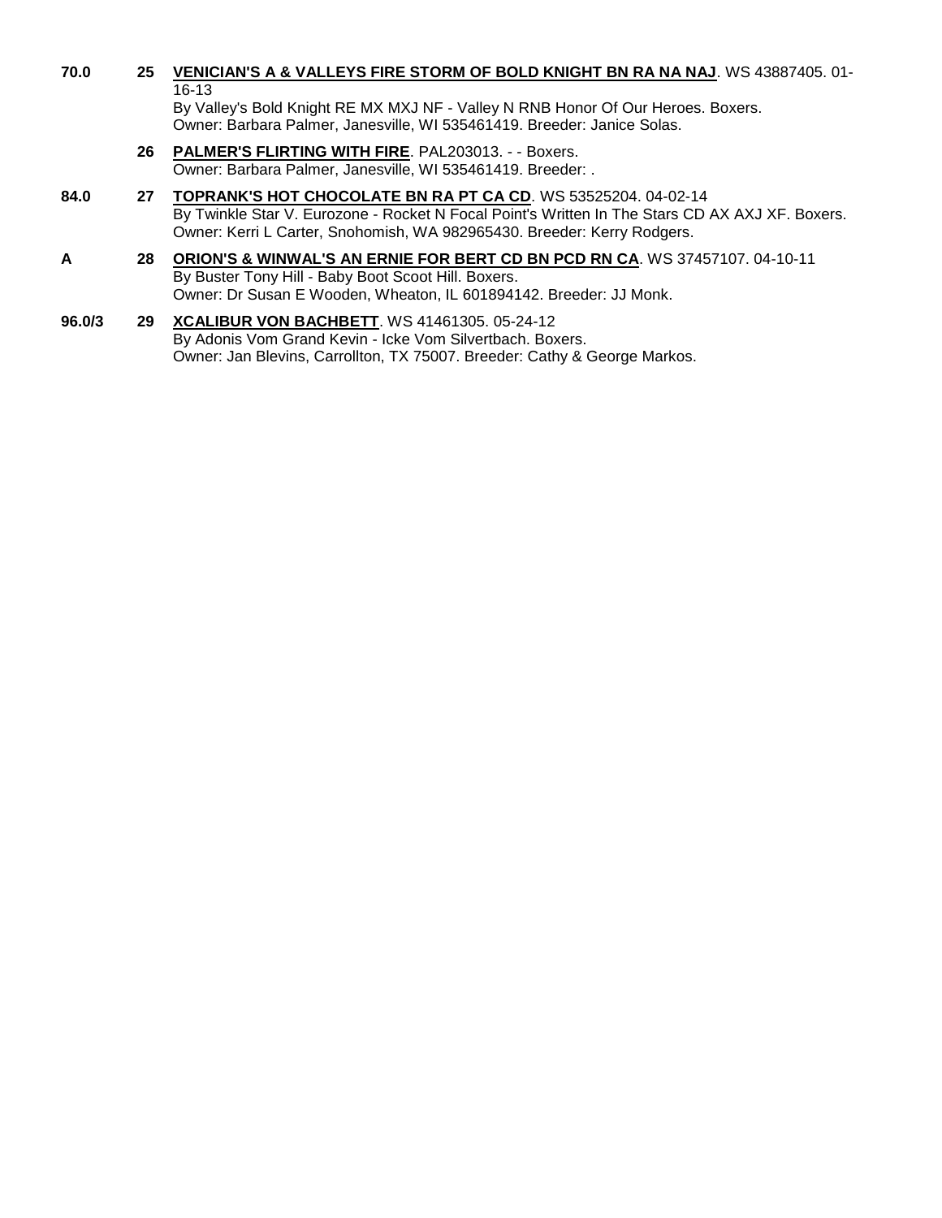**70.0** **25** **VENICIAN'S A & VALLEYS FIRE STORM OF BOLD KNIGHT BN RA NA NAJ**. WS 43887405. 01-16-13
By Valley's Bold Knight RE MX MXJ NF - Valley N RNB Honor Of Our Heroes. Boxers.
Owner: Barbara Palmer, Janesville, WI 535461419. Breeder: Janice Solas.

**26** **PALMER'S FLIRTING WITH FIRE**. PAL203013. - - Boxers.
Owner: Barbara Palmer, Janesville, WI 535461419. Breeder: .

**84.0** **27** **TOPRANK'S HOT CHOCOLATE BN RA PT CA CD**. WS 53525204. 04-02-14
By Twinkle Star V. Eurozone - Rocket N Focal Point's Written In The Stars CD AX AXJ XF. Boxers.
Owner: Kerri L Carter, Snohomish, WA 982965430. Breeder: Kerry Rodgers.

**A** **28** **ORION'S & WINWAL'S AN ERNIE FOR BERT CD BN PCD RN CA**. WS 37457107. 04-10-11
By Buster Tony Hill - Baby Boot Scoot Hill. Boxers.
Owner: Dr Susan E Wooden, Wheaton, IL 601894142. Breeder: JJ Monk.

**96.0/3** **29** **XCALIBUR VON BACHBETT**. WS 41461305. 05-24-12
By Adonis Vom Grand Kevin - Icke Vom Silvertbach. Boxers.
Owner: Jan Blevins, Carrollton, TX 75007. Breeder: Cathy & George Markos.